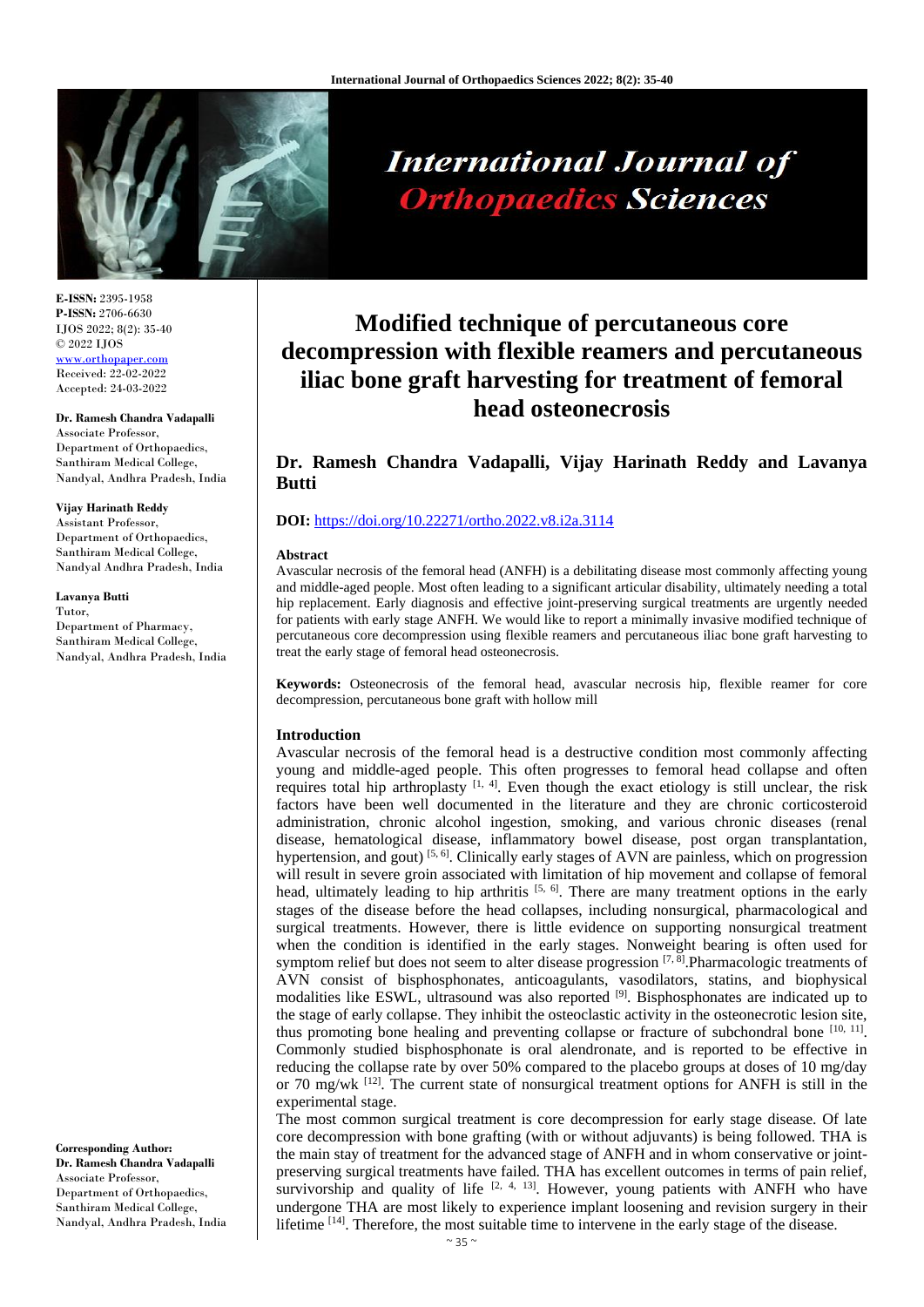# International Journal of Orthopaedics Sciences

**E-ISSN:** 2395-1958
**P-ISSN:** 2706-6630
IJOS 2022; 8(2): 35-40
© 2022 IJOS
www.orthopaper.com
Received: 22-02-2022
Accepted: 24-03-2022

**Dr. Ramesh Chandra Vadapalli**
Associate Professor,
Department of Orthopaedics,
Santhiram Medical College,
Nandyal, Andhra Pradesh, India

**Vijay Harinath Reddy**
Assistant Professor,
Department of Orthopaedics,
Santhiram Medical College,
Nandyal Andhra Pradesh, India

**Lavanya Butti**
Tutor,
Department of Pharmacy,
Santhiram Medical College,
Nandyal, Andhra Pradesh, India

**Corresponding Author:**
**Dr. Ramesh Chandra Vadapalli**
Associate Professor,
Department of Orthopaedics,
Santhiram Medical College,
Nandyal, Andhra Pradesh, India

# Modified technique of percutaneous core decompression with flexible reamers and percutaneous iliac bone graft harvesting for treatment of femoral head osteonecrosis

## Dr. Ramesh Chandra Vadapalli, Vijay Harinath Reddy and Lavanya Butti

**DOI:** https://doi.org/10.22271/ortho.2022.v8.i2a.3114

### Abstract

Avascular necrosis of the femoral head (ANFH) is a debilitating disease most commonly affecting young and middle-aged people. Most often leading to a significant articular disability, ultimately needing a total hip replacement. Early diagnosis and effective joint-preserving surgical treatments are urgently needed for patients with early stage ANFH. We would like to report a minimally invasive modified technique of percutaneous core decompression using flexible reamers and percutaneous iliac bone graft harvesting to treat the early stage of femoral head osteonecrosis.

**Keywords:** Osteonecrosis of the femoral head, avascular necrosis hip, flexible reamer for core decompression, percutaneous bone graft with hollow mill

### Introduction

Avascular necrosis of the femoral head is a destructive condition most commonly affecting young and middle-aged people. This often progresses to femoral head collapse and often requires total hip arthroplasty [1, 4]. Even though the exact etiology is still unclear, the risk factors have been well documented in the literature and they are chronic corticosteroid administration, chronic alcohol ingestion, smoking, and various chronic diseases (renal disease, hematological disease, inflammatory bowel disease, post organ transplantation, hypertension, and gout) [5, 6]. Clinically early stages of AVN are painless, which on progression will result in severe groin associated with limitation of hip movement and collapse of femoral head, ultimately leading to hip arthritis [5, 6]. There are many treatment options in the early stages of the disease before the head collapses, including nonsurgical, pharmacological and surgical treatments. However, there is little evidence on supporting nonsurgical treatment when the condition is identified in the early stages. Nonweight bearing is often used for symptom relief but does not seem to alter disease progression [7, 8].Pharmacologic treatments of AVN consist of bisphosphonates, anticoagulants, vasodilators, statins, and biophysical modalities like ESWL, ultrasound was also reported [9]. Bisphosphonates are indicated up to the stage of early collapse. They inhibit the osteoclastic activity in the osteonecrotic lesion site, thus promoting bone healing and preventing collapse or fracture of subchondral bone [10, 11]. Commonly studied bisphosphonate is oral alendronate, and is reported to be effective in reducing the collapse rate by over 50% compared to the placebo groups at doses of 10 mg/day or 70 mg/wk [12]. The current state of nonsurgical treatment options for ANFH is still in the experimental stage.

The most common surgical treatment is core decompression for early stage disease. Of late core decompression with bone grafting (with or without adjuvants) is being followed. THA is the main stay of treatment for the advanced stage of ANFH and in whom conservative or joint-preserving surgical treatments have failed. THA has excellent outcomes in terms of pain relief, survivorship and quality of life [2, 4, 13]. However, young patients with ANFH who have undergone THA are most likely to experience implant loosening and revision surgery in their lifetime [14]. Therefore, the most suitable time to intervene in the early stage of the disease.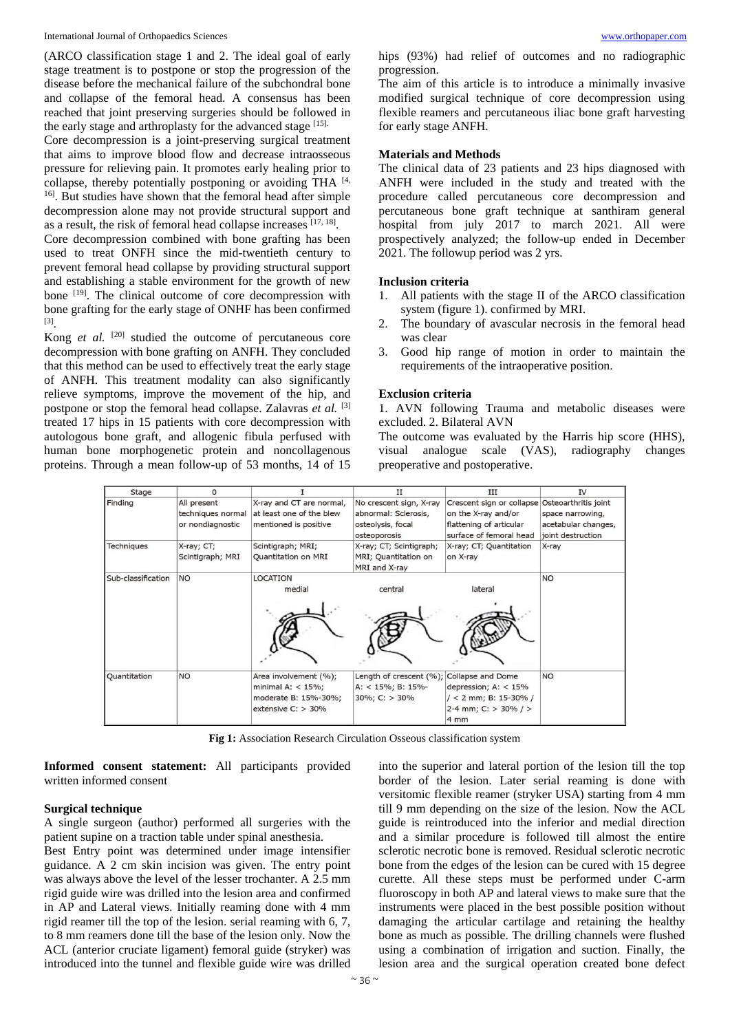(ARCO classification stage 1 and 2. The ideal goal of early stage treatment is to postpone or stop the progression of the disease before the mechanical failure of the subchondral bone and collapse of the femoral head. A consensus has been reached that joint preserving surgeries should be followed in the early stage and arthroplasty for the advanced stage [15].

Core decompression is a joint-preserving surgical treatment that aims to improve blood flow and decrease intraosseous pressure for relieving pain. It promotes early healing prior to collapse, thereby potentially postponing or avoiding THA [4, 16]. But studies have shown that the femoral head after simple decompression alone may not provide structural support and as a result, the risk of femoral head collapse increases [17, 18].

Core decompression combined with bone grafting has been used to treat ONFH since the mid-twentieth century to prevent femoral head collapse by providing structural support and establishing a stable environment for the growth of new bone [19]. The clinical outcome of core decompression with bone grafting for the early stage of ONHF has been confirmed [3].

Kong *et al.* [20] studied the outcome of percutaneous core decompression with bone grafting on ANFH. They concluded that this method can be used to effectively treat the early stage of ANFH. This treatment modality can also significantly relieve symptoms, improve the movement of the hip, and postpone or stop the femoral head collapse. Zalavras *et al.* [3] treated 17 hips in 15 patients with core decompression with autologous bone graft, and allogenic fibula perfused with human bone morphogenetic protein and noncollagenous proteins. Through a mean follow-up of 53 months, 14 of 15 hips (93%) had relief of outcomes and no radiographic progression.

The aim of this article is to introduce a minimally invasive modified surgical technique of core decompression using flexible reamers and percutaneous iliac bone graft harvesting for early stage ANFH.

## Materials and Methods

The clinical data of 23 patients and 23 hips diagnosed with ANFH were included in the study and treated with the procedure called percutaneous core decompression and percutaneous bone graft technique at santhiram general hospital from july 2017 to march 2021. All were prospectively analyzed; the follow-up ended in December 2021. The followup period was 2 yrs.

### Inclusion criteria

1. All patients with the stage II of the ARCO classification system (figure 1). confirmed by MRI.
2. The boundary of avascular necrosis in the femoral head was clear
3. Good hip range of motion in order to maintain the requirements of the intraoperative position.

### Exclusion criteria

1. AVN following Trauma and metabolic diseases were excluded. 2. Bilateral AVN

The outcome was evaluated by the Harris hip score (HHS), visual analogue scale (VAS), radiography changes preoperative and postoperative.

| Stage | 0 | I | II | III | IV |
|---|---|---|---|---|---|
| Finding | All present techniques normal or nondiagnostic | X-ray and CT are normal, at least one of the blew mentioned is positive | No crescent sign, X-ray abnormal: Sclerosis, osteolysis, focal osteoporosis | Crescent sign or collapse on the X-ray and/or flattening of articular surface of femoral head | Osteoarthritis joint space narrowing, acetabular changes, joint destruction |
| Techniques | X-ray; CT; Scintigraph; MRI | Scintigraph; MRI; Quantitation on MRI | X-ray; CT; Scintigraph; MRI; Quantitation on MRI and X-ray | X-ray; CT; Quantitation on X-ray | X-ray |
| Sub-classification | NO | LOCATION: medial (A) | central (B) | lateral (C) | NO |
| Quantitation | NO | Area involvement (%); minimal A: < 15%; moderate B: 15%-30%; extensive C: > 30% | Length of crescent (%); A: < 15%; B: 15%-30%; C: > 30% | Collapse and Dome depression; A: < 15% / < 2 mm; B: 15-30% / 2-4 mm; C: > 30% / > 4 mm | NO |

**Fig 1:** Association Research Circulation Osseous classification system

**Informed consent statement:** All participants provided written informed consent

### Surgical technique

A single surgeon (author) performed all surgeries with the patient supine on a traction table under spinal anesthesia.

Best Entry point was determined under image intensifier guidance. A 2 cm skin incision was given. The entry point was always above the level of the lesser trochanter. A 2.5 mm rigid guide wire was drilled into the lesion area and confirmed in AP and Lateral views. Initially reaming done with 4 mm rigid reamer till the top of the lesion. serial reaming with 6, 7, to 8 mm reamers done till the base of the lesion only. Now the ACL (anterior cruciate ligament) femoral guide (stryker) was introduced into the tunnel and flexible guide wire was drilled into the superior and lateral portion of the lesion till the top border of the lesion. Later serial reaming is done with versitomic flexible reamer (stryker USA) starting from 4 mm till 9 mm depending on the size of the lesion. Now the ACL guide is reintroduced into the inferior and medial direction and a similar procedure is followed till almost the entire sclerotic necrotic bone is removed. Residual sclerotic necrotic bone from the edges of the lesion can be cured with 15 degree curette. All these steps must be performed under C-arm fluoroscopy in both AP and lateral views to make sure that the instruments were placed in the best possible position without damaging the articular cartilage and retaining the healthy bone as much as possible. The drilling channels were flushed using a combination of irrigation and suction. Finally, the lesion area and the surgical operation created bone defect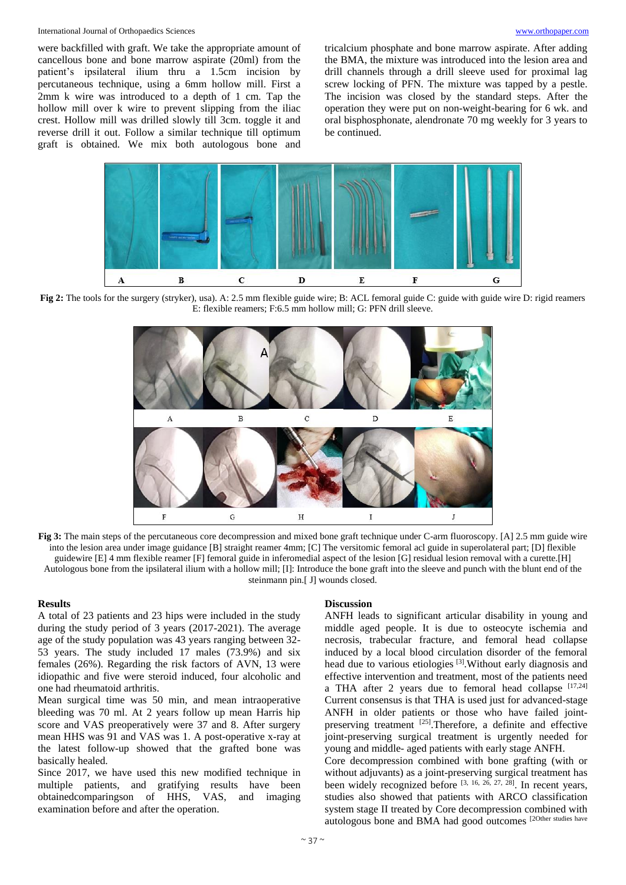were backfilled with graft. We take the appropriate amount of cancellous bone and bone marrow aspirate (20ml) from the patient's ipsilateral ilium thru a 1.5cm incision by percutaneous technique, using a 6mm hollow mill. First a 2mm k wire was introduced to a depth of 1 cm. Tap the hollow mill over k wire to prevent slipping from the iliac crest. Hollow mill was drilled slowly till 3cm. toggle it and reverse drill it out. Follow a similar technique till optimum graft is obtained. We mix both autologous bone and tricalcium phosphate and bone marrow aspirate. After adding the BMA, the mixture was introduced into the lesion area and drill channels through a drill sleeve used for proximal lag screw locking of PFN. The mixture was tapped by a pestle. The incision was closed by the standard steps. After the operation they were put on non-weight-bearing for 6 wk. and oral bisphosphonate, alendronate 70 mg weekly for 3 years to be continued.

**Fig 2:** The tools for the surgery (stryker), usa). A: 2.5 mm flexible guide wire; B: ACL femoral guide C: guide with guide wire D: rigid reamers E: flexible reamers; F:6.5 mm hollow mill; G: PFN drill sleeve.

**Fig 3:** The main steps of the percutaneous core decompression and mixed bone graft technique under C-arm fluoroscopy. [A] 2.5 mm guide wire into the lesion area under image guidance [B] straight reamer 4mm; [C] The versitomic femoral acl guide in superolateral part; [D] flexible guidewire [E] 4 mm flexible reamer [F] femoral guide in inferomedial aspect of the lesion [G] residual lesion removal with a curette.[H] Autologous bone from the ipsilateral ilium with a hollow mill; [I]: Introduce the bone graft into the sleeve and punch with the blunt end of the steinmann pin.[ J] wounds closed.

## Results

A total of 23 patients and 23 hips were included in the study during the study period of 3 years (2017-2021). The average age of the study population was 43 years ranging between 32-53 years. The study included 17 males (73.9%) and six females (26%). Regarding the risk factors of AVN, 13 were idiopathic and five were steroid induced, four alcoholic and one had rheumatoid arthritis.

Mean surgical time was 50 min, and mean intraoperative bleeding was 70 ml. At 2 years follow up mean Harris hip score and VAS preoperatively were 37 and 8. After surgery mean HHS was 91 and VAS was 1. A post-operative x-ray at the latest follow-up showed that the grafted bone was basically healed.

Since 2017, we have used this new modified technique in multiple patients, and gratifying results have been obtainedcomparingson of HHS, VAS, and imaging examination before and after the operation.

## Discussion

ANFH leads to significant articular disability in young and middle aged people. It is due to osteocyte ischemia and necrosis, trabecular fracture, and femoral head collapse induced by a local blood circulation disorder of the femoral head due to various etiologies [3].Without early diagnosis and effective intervention and treatment, most of the patients need a THA after 2 years due to femoral head collapse [17,24] Current consensus is that THA is used just for advanced-stage ANFH in older patients or those who have failed joint-preserving treatment [25].Therefore, a definite and effective joint-preserving surgical treatment is urgently needed for young and middle- aged patients with early stage ANFH.

Core decompression combined with bone grafting (with or without adjuvants) as a joint-preserving surgical treatment has been widely recognized before [3, 16, 26, 27, 28]. In recent years, studies also showed that patients with ARCO classification system stage II treated by Core decompression combined with autologous bone and BMA had good outcomes [2Other studies have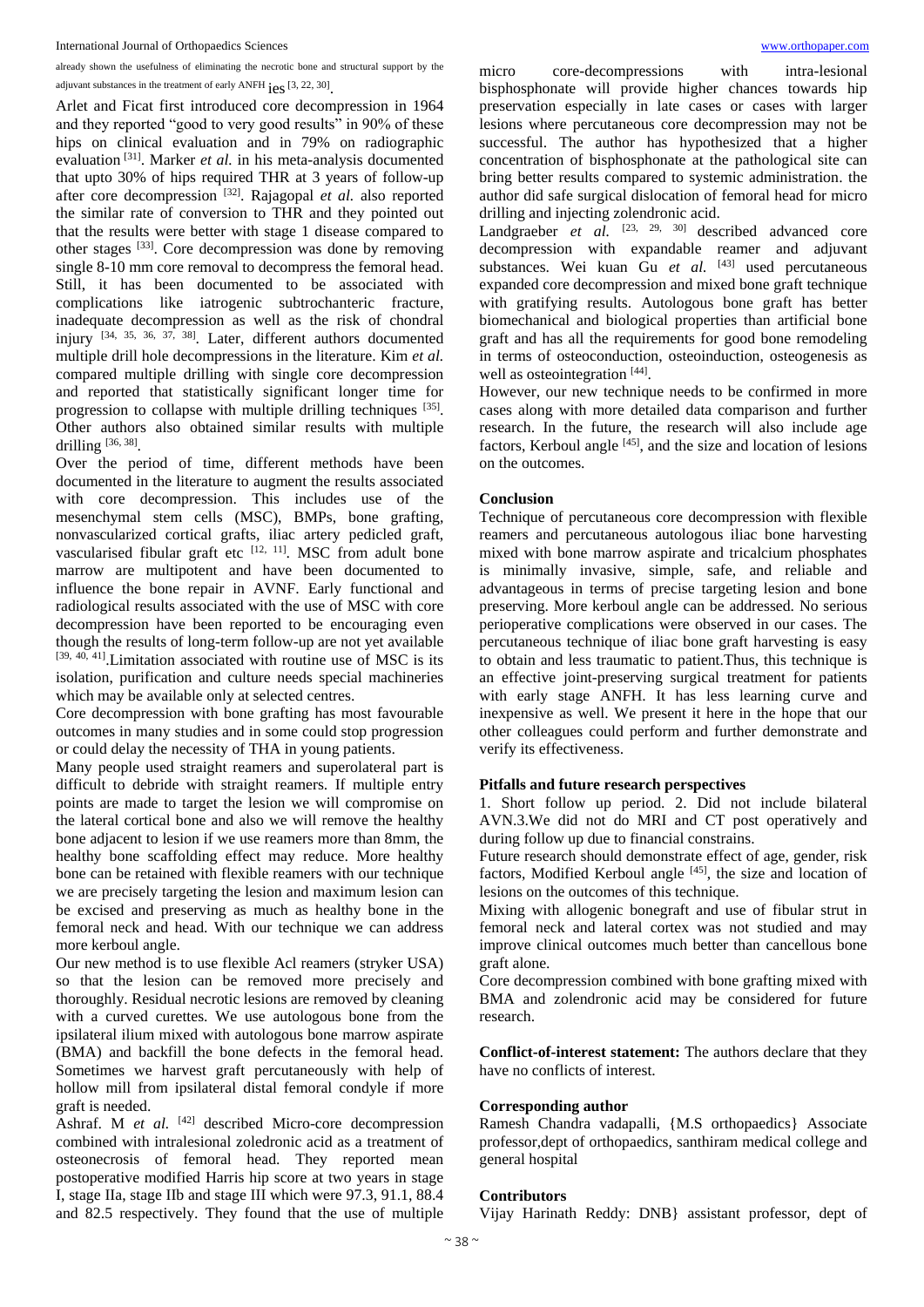already shown the usefulness of eliminating the necrotic bone and structural support by the adjuvant substances in the treatment of early ANFH ies [3, 22, 30].

Arlet and Ficat first introduced core decompression in 1964 and they reported "good to very good results" in 90% of these hips on clinical evaluation and in 79% on radiographic evaluation [31]. Marker *et al.* in his meta-analysis documented that upto 30% of hips required THR at 3 years of follow-up after core decompression [32]. Rajagopal *et al.* also reported the similar rate of conversion to THR and they pointed out that the results were better with stage 1 disease compared to other stages [33]. Core decompression was done by removing single 8-10 mm core removal to decompress the femoral head. Still, it has been documented to be associated with complications like iatrogenic subtrochanteric fracture, inadequate decompression as well as the risk of chondral injury [34, 35, 36, 37, 38]. Later, different authors documented multiple drill hole decompressions in the literature. Kim *et al.* compared multiple drilling with single core decompression and reported that statistically significant longer time for progression to collapse with multiple drilling techniques [35]. Other authors also obtained similar results with multiple drilling [36, 38].

Over the period of time, different methods have been documented in the literature to augment the results associated with core decompression. This includes use of the mesenchymal stem cells (MSC), BMPs, bone grafting, nonvascularized cortical grafts, iliac artery pedicled graft, vascularised fibular graft etc [12, 11]. MSC from adult bone marrow are multipotent and have been documented to influence the bone repair in AVNF. Early functional and radiological results associated with the use of MSC with core decompression have been reported to be encouraging even though the results of long-term follow-up are not yet available [39, 40, 41].Limitation associated with routine use of MSC is its isolation, purification and culture needs special machineries which may be available only at selected centres.

Core decompression with bone grafting has most favourable outcomes in many studies and in some could stop progression or could delay the necessity of THA in young patients.

Many people used straight reamers and superolateral part is difficult to debride with straight reamers. If multiple entry points are made to target the lesion we will compromise on the lateral cortical bone and also we will remove the healthy bone adjacent to lesion if we use reamers more than 8mm, the healthy bone scaffolding effect may reduce. More healthy bone can be retained with flexible reamers with our technique we are precisely targeting the lesion and maximum lesion can be excised and preserving as much as healthy bone in the femoral neck and head. With our technique we can address more kerboul angle.

Our new method is to use flexible Acl reamers (stryker USA) so that the lesion can be removed more precisely and thoroughly. Residual necrotic lesions are removed by cleaning with a curved curettes. We use autologous bone from the ipsilateral ilium mixed with autologous bone marrow aspirate (BMA) and backfill the bone defects in the femoral head. Sometimes we harvest graft percutaneously with help of hollow mill from ipsilateral distal femoral condyle if more graft is needed.

Ashraf. M *et al.* [42] described Micro-core decompression combined with intralesional zoledronic acid as a treatment of osteonecrosis of femoral head. They reported mean postoperative modified Harris hip score at two years in stage I, stage IIa, stage IIb and stage III which were 97.3, 91.1, 88.4 and 82.5 respectively. They found that the use of multiple micro core-decompressions with intra-lesional bisphosphonate will provide higher chances towards hip preservation especially in late cases or cases with larger lesions where percutaneous core decompression may not be successful. The author has hypothesized that a higher concentration of bisphosphonate at the pathological site can bring better results compared to systemic administration. the author did safe surgical dislocation of femoral head for micro drilling and injecting zolendronic acid.

Landgraeber *et al.* [23, 29, 30] described advanced core decompression with expandable reamer and adjuvant substances. Wei kuan Gu *et al.* [43] used percutaneous expanded core decompression and mixed bone graft technique with gratifying results. Autologous bone graft has better biomechanical and biological properties than artificial bone graft and has all the requirements for good bone remodeling in terms of osteoconduction, osteoinduction, osteogenesis as well as osteointegration [44].

However, our new technique needs to be confirmed in more cases along with more detailed data comparison and further research. In the future, the research will also include age factors, Kerboul angle [45], and the size and location of lesions on the outcomes.

## Conclusion

Technique of percutaneous core decompression with flexible reamers and percutaneous autologous iliac bone harvesting mixed with bone marrow aspirate and tricalcium phosphates is minimally invasive, simple, safe, and reliable and advantageous in terms of precise targeting lesion and bone preserving. More kerboul angle can be addressed. No serious perioperative complications were observed in our cases. The percutaneous technique of iliac bone graft harvesting is easy to obtain and less traumatic to patient.Thus, this technique is an effective joint-preserving surgical treatment for patients with early stage ANFH. It has less learning curve and inexpensive as well. We present it here in the hope that our other colleagues could perform and further demonstrate and verify its effectiveness.

## Pitfalls and future research perspectives

1. Short follow up period. 2. Did not include bilateral AVN.3.We did not do MRI and CT post operatively and during follow up due to financial constrains.

Future research should demonstrate effect of age, gender, risk factors, Modified Kerboul angle [45], the size and location of lesions on the outcomes of this technique.

Mixing with allogenic bonegraft and use of fibular strut in femoral neck and lateral cortex was not studied and may improve clinical outcomes much better than cancellous bone graft alone.

Core decompression combined with bone grafting mixed with BMA and zolendronic acid may be considered for future research.

**Conflict-of-interest statement:** The authors declare that they have no conflicts of interest.

## Corresponding author

Ramesh Chandra vadapalli, {M.S orthopaedics} Associate professor,dept of orthopaedics, santhiram medical college and general hospital

## Contributors

Vijay Harinath Reddy: DNB} assistant professor, dept of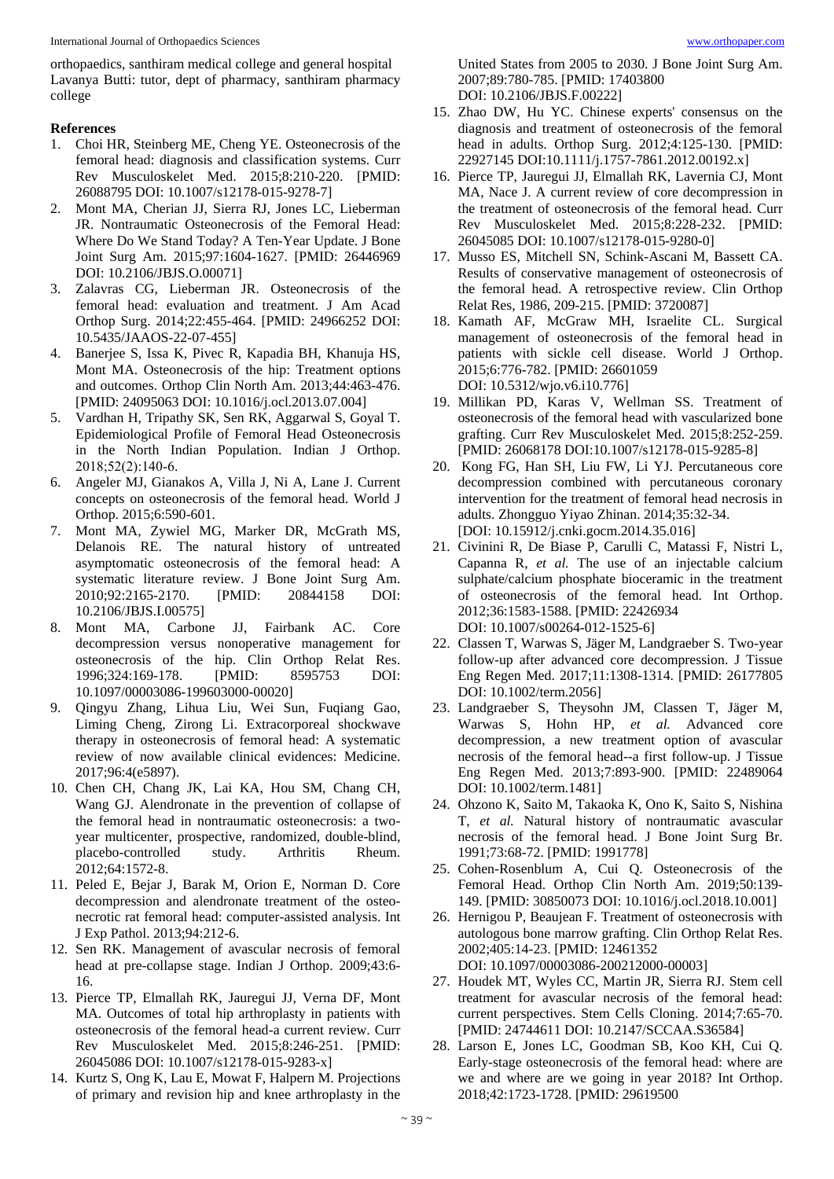orthopaedics, santhiram medical college and general hospital
Lavanya Butti: tutor, dept of pharmacy, santhiram pharmacy college

**References**

1. Choi HR, Steinberg ME, Cheng YE. Osteonecrosis of the femoral head: diagnosis and classification systems. Curr Rev Musculoskelet Med. 2015;8:210-220. [PMID: 26088795 DOI: 10.1007/s12178-015-9278-7]
2. Mont MA, Cherian JJ, Sierra RJ, Jones LC, Lieberman JR. Nontraumatic Osteonecrosis of the Femoral Head: Where Do We Stand Today? A Ten-Year Update. J Bone Joint Surg Am. 2015;97:1604-1627. [PMID: 26446969 DOI: 10.2106/JBJS.O.00071]
3. Zalavras CG, Lieberman JR. Osteonecrosis of the femoral head: evaluation and treatment. J Am Acad Orthop Surg. 2014;22:455-464. [PMID: 24966252 DOI: 10.5435/JAAOS-22-07-455]
4. Banerjee S, Issa K, Pivec R, Kapadia BH, Khanuja HS, Mont MA. Osteonecrosis of the hip: Treatment options and outcomes. Orthop Clin North Am. 2013;44:463-476. [PMID: 24095063 DOI: 10.1016/j.ocl.2013.07.004]
5. Vardhan H, Tripathy SK, Sen RK, Aggarwal S, Goyal T. Epidemiological Profile of Femoral Head Osteonecrosis in the North Indian Population. Indian J Orthop. 2018;52(2):140-6.
6. Angeler MJ, Gianakos A, Villa J, Ni A, Lane J. Current concepts on osteonecrosis of the femoral head. World J Orthop. 2015;6:590-601.
7. Mont MA, Zywiel MG, Marker DR, McGrath MS, Delanois RE. The natural history of untreated asymptomatic osteonecrosis of the femoral head: A systematic literature review. J Bone Joint Surg Am. 2010;92:2165-2170. [PMID: 20844158 DOI: 10.2106/JBJS.I.00575]
8. Mont MA, Carbone JJ, Fairbank AC. Core decompression versus nonoperative management for osteonecrosis of the hip. Clin Orthop Relat Res. 1996;324:169-178. [PMID: 8595753 DOI: 10.1097/00003086-199603000-00020]
9. Qingyu Zhang, Lihua Liu, Wei Sun, Fuqiang Gao, Liming Cheng, Zirong Li. Extracorporeal shockwave therapy in osteonecrosis of femoral head: A systematic review of now available clinical evidences: Medicine. 2017;96:4(e5897).
10. Chen CH, Chang JK, Lai KA, Hou SM, Chang CH, Wang GJ. Alendronate in the prevention of collapse of the femoral head in nontraumatic osteonecrosis: a two-year multicenter, prospective, randomized, double-blind, placebo-controlled study. Arthritis Rheum. 2012;64:1572-8.
11. Peled E, Bejar J, Barak M, Orion E, Norman D. Core decompression and alendronate treatment of the osteo-necrotic rat femoral head: computer-assisted analysis. Int J Exp Pathol. 2013;94:212-6.
12. Sen RK. Management of avascular necrosis of femoral head at pre-collapse stage. Indian J Orthop. 2009;43:6-16.
13. Pierce TP, Elmallah RK, Jauregui JJ, Verna DF, Mont MA. Outcomes of total hip arthroplasty in patients with osteonecrosis of the femoral head-a current review. Curr Rev Musculoskelet Med. 2015;8:246-251. [PMID: 26045086 DOI: 10.1007/s12178-015-9283-x]
14. Kurtz S, Ong K, Lau E, Mowat F, Halpern M. Projections of primary and revision hip and knee arthroplasty in the United States from 2005 to 2030. J Bone Joint Surg Am. 2007;89:780-785. [PMID: 17403800 DOI: 10.2106/JBJS.F.00222]
15. Zhao DW, Hu YC. Chinese experts' consensus on the diagnosis and treatment of osteonecrosis of the femoral head in adults. Orthop Surg. 2012;4:125-130. [PMID: 22927145 DOI:10.1111/j.1757-7861.2012.00192.x]
16. Pierce TP, Jauregui JJ, Elmallah RK, Lavernia CJ, Mont MA, Nace J. A current review of core decompression in the treatment of osteonecrosis of the femoral head. Curr Rev Musculoskelet Med. 2015;8:228-232. [PMID: 26045085 DOI: 10.1007/s12178-015-9280-0]
17. Musso ES, Mitchell SN, Schink-Ascani M, Bassett CA. Results of conservative management of osteonecrosis of the femoral head. A retrospective review. Clin Orthop Relat Res, 1986, 209-215. [PMID: 3720087]
18. Kamath AF, McGraw MH, Israelite CL. Surgical management of osteonecrosis of the femoral head in patients with sickle cell disease. World J Orthop. 2015;6:776-782. [PMID: 26601059 DOI: 10.5312/wjo.v6.i10.776]
19. Millikan PD, Karas V, Wellman SS. Treatment of osteonecrosis of the femoral head with vascularized bone grafting. Curr Rev Musculoskelet Med. 2015;8:252-259. [PMID: 26068178 DOI:10.1007/s12178-015-9285-8]
20. Kong FG, Han SH, Liu FW, Li YJ. Percutaneous core decompression combined with percutaneous coronary intervention for the treatment of femoral head necrosis in adults. Zhongguo Yiyao Zhinan. 2014;35:32-34. [DOI: 10.15912/j.cnki.gocm.2014.35.016]
21. Civinini R, De Biase P, Carulli C, Matassi F, Nistri L, Capanna R, *et al.* The use of an injectable calcium sulphate/calcium phosphate bioceramic in the treatment of osteonecrosis of the femoral head. Int Orthop. 2012;36:1583-1588. [PMID: 22426934 DOI: 10.1007/s00264-012-1525-6]
22. Classen T, Warwas S, Jäger M, Landgraeber S. Two-year follow-up after advanced core decompression. J Tissue Eng Regen Med. 2017;11:1308-1314. [PMID: 26177805 DOI: 10.1002/term.2056]
23. Landgraeber S, Theysohn JM, Classen T, Jäger M, Warwas S, Hohn HP, *et al.* Advanced core decompression, a new treatment option of avascular necrosis of the femoral head--a first follow-up. J Tissue Eng Regen Med. 2013;7:893-900. [PMID: 22489064 DOI: 10.1002/term.1481]
24. Ohzono K, Saito M, Takaoka K, Ono K, Saito S, Nishina T, *et al.* Natural history of nontraumatic avascular necrosis of the femoral head. J Bone Joint Surg Br. 1991;73:68-72. [PMID: 1991778]
25. Cohen-Rosenblum A, Cui Q. Osteonecrosis of the Femoral Head. Orthop Clin North Am. 2019;50:139-149. [PMID: 30850073 DOI: 10.1016/j.ocl.2018.10.001]
26. Hernigou P, Beaujean F. Treatment of osteonecrosis with autologous bone marrow grafting. Clin Orthop Relat Res. 2002;405:14-23. [PMID: 12461352 DOI: 10.1097/00003086-200212000-00003]
27. Houdek MT, Wyles CC, Martin JR, Sierra RJ. Stem cell treatment for avascular necrosis of the femoral head: current perspectives. Stem Cells Cloning. 2014;7:65-70. [PMID: 24744611 DOI: 10.2147/SCCAA.S36584]
28. Larson E, Jones LC, Goodman SB, Koo KH, Cui Q. Early-stage osteonecrosis of the femoral head: where are we and where are we going in year 2018? Int Orthop. 2018;42:1723-1728. [PMID: 29619500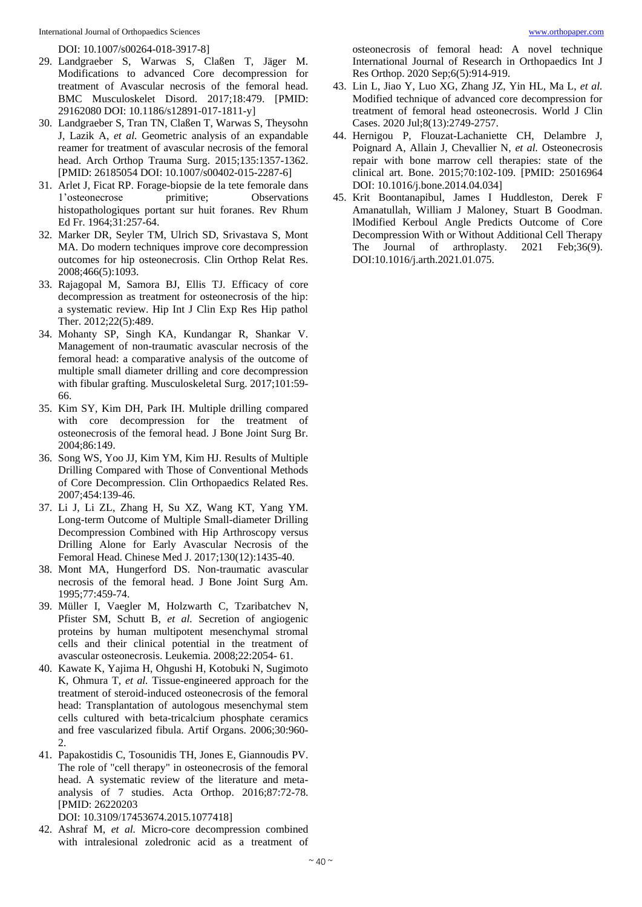DOI: 10.1007/s00264-018-3917-8]

29. Landgraeber S, Warwas S, Claßen T, Jäger M. Modifications to advanced Core decompression for treatment of Avascular necrosis of the femoral head. BMC Musculoskelet Disord. 2017;18:479. [PMID: 29162080 DOI: 10.1186/s12891-017-1811-y]
30. Landgraeber S, Tran TN, Claßen T, Warwas S, Theysohn J, Lazik A, *et al.* Geometric analysis of an expandable reamer for treatment of avascular necrosis of the femoral head. Arch Orthop Trauma Surg. 2015;135:1357-1362. [PMID: 26185054 DOI: 10.1007/s00402-015-2287-6]
31. Arlet J, Ficat RP. Forage-biopsie de la tete femorale dans l'osteonecrose primitive; Observations histopathologiques portant sur huit foranes. Rev Rhum Ed Fr. 1964;31:257-64.
32. Marker DR, Seyler TM, Ulrich SD, Srivastava S, Mont MA. Do modern techniques improve core decompression outcomes for hip osteonecrosis. Clin Orthop Relat Res. 2008;466(5):1093.
33. Rajagopal M, Samora BJ, Ellis TJ. Efficacy of core decompression as treatment for osteonecrosis of the hip: a systematic review. Hip Int J Clin Exp Res Hip pathol Ther. 2012;22(5):489.
34. Mohanty SP, Singh KA, Kundangar R, Shankar V. Management of non-traumatic avascular necrosis of the femoral head: a comparative analysis of the outcome of multiple small diameter drilling and core decompression with fibular grafting. Musculoskeletal Surg. 2017;101:59-66.
35. Kim SY, Kim DH, Park IH. Multiple drilling compared with core decompression for the treatment of osteonecrosis of the femoral head. J Bone Joint Surg Br. 2004;86:149.
36. Song WS, Yoo JJ, Kim YM, Kim HJ. Results of Multiple Drilling Compared with Those of Conventional Methods of Core Decompression. Clin Orthopaedics Related Res. 2007;454:139-46.
37. Li J, Li ZL, Zhang H, Su XZ, Wang KT, Yang YM. Long-term Outcome of Multiple Small-diameter Drilling Decompression Combined with Hip Arthroscopy versus Drilling Alone for Early Avascular Necrosis of the Femoral Head. Chinese Med J. 2017;130(12):1435-40.
38. Mont MA, Hungerford DS. Non-traumatic avascular necrosis of the femoral head. J Bone Joint Surg Am. 1995;77:459-74.
39. Müller I, Vaegler M, Holzwarth C, Tzaribatchev N, Pfister SM, Schutt B, *et al.* Secretion of angiogenic proteins by human multipotent mesenchymal stromal cells and their clinical potential in the treatment of avascular osteonecrosis. Leukemia. 2008;22:2054- 61.
40. Kawate K, Yajima H, Ohgushi H, Kotobuki N, Sugimoto K, Ohmura T, *et al.* Tissue-engineered approach for the treatment of steroid-induced osteonecrosis of the femoral head: Transplantation of autologous mesenchymal stem cells cultured with beta-tricalcium phosphate ceramics and free vascularized fibula. Artif Organs. 2006;30:960-2.
41. Papakostidis C, Tosounidis TH, Jones E, Giannoudis PV. The role of "cell therapy" in osteonecrosis of the femoral head. A systematic review of the literature and meta-analysis of 7 studies. Acta Orthop. 2016;87:72-78. [PMID: 26220203 DOI: 10.3109/17453674.2015.1077418]
42. Ashraf M, *et al.* Micro-core decompression combined with intralesional zoledronic acid as a treatment of osteonecrosis of femoral head: A novel technique International Journal of Research in Orthopaedics Int J Res Orthop. 2020 Sep;6(5):914-919.
43. Lin L, Jiao Y, Luo XG, Zhang JZ, Yin HL, Ma L, *et al.* Modified technique of advanced core decompression for treatment of femoral head osteonecrosis. World J Clin Cases. 2020 Jul;8(13):2749-2757.
44. Hernigou P, Flouzat-Lachaniette CH, Delambre J, Poignard A, Allain J, Chevallier N, *et al.* Osteonecrosis repair with bone marrow cell therapies: state of the clinical art. Bone. 2015;70:102-109. [PMID: 25016964 DOI: 10.1016/j.bone.2014.04.034]
45. Krit Boontanapibul, James I Huddleston, Derek F Amanatullah, William J Maloney, Stuart B Goodman. lModified Kerboul Angle Predicts Outcome of Core Decompression With or Without Additional Cell Therapy The Journal of arthroplasty. 2021 Feb;36(9). DOI:10.1016/j.arth.2021.01.075.